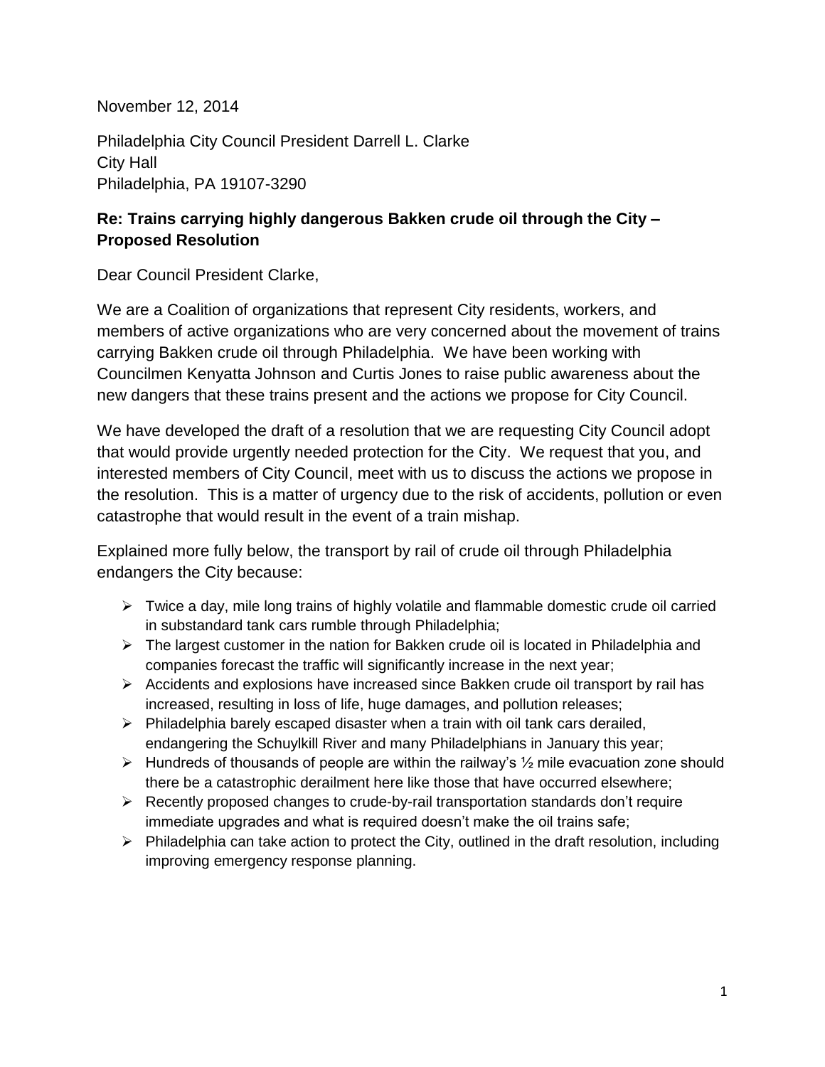November 12, 2014

Philadelphia City Council President Darrell L. Clarke
City Hall
Philadelphia, PA 19107-3290

**Re: Trains carrying highly dangerous Bakken crude oil through the City – Proposed Resolution**

Dear Council President Clarke,

We are a Coalition of organizations that represent City residents, workers, and members of active organizations who are very concerned about the movement of trains carrying Bakken crude oil through Philadelphia. We have been working with Councilmen Kenyatta Johnson and Curtis Jones to raise public awareness about the new dangers that these trains present and the actions we propose for City Council.

We have developed the draft of a resolution that we are requesting City Council adopt that would provide urgently needed protection for the City. We request that you, and interested members of City Council, meet with us to discuss the actions we propose in the resolution. This is a matter of urgency due to the risk of accidents, pollution or even catastrophe that would result in the event of a train mishap.

Explained more fully below, the transport by rail of crude oil through Philadelphia endangers the City because:

- Twice a day, mile long trains of highly volatile and flammable domestic crude oil carried in substandard tank cars rumble through Philadelphia;
- The largest customer in the nation for Bakken crude oil is located in Philadelphia and companies forecast the traffic will significantly increase in the next year;
- Accidents and explosions have increased since Bakken crude oil transport by rail has increased, resulting in loss of life, huge damages, and pollution releases;
- Philadelphia barely escaped disaster when a train with oil tank cars derailed, endangering the Schuylkill River and many Philadelphians in January this year;
- Hundreds of thousands of people are within the railway's ½ mile evacuation zone should there be a catastrophic derailment here like those that have occurred elsewhere;
- Recently proposed changes to crude-by-rail transportation standards don't require immediate upgrades and what is required doesn't make the oil trains safe;
- Philadelphia can take action to protect the City, outlined in the draft resolution, including improving emergency response planning.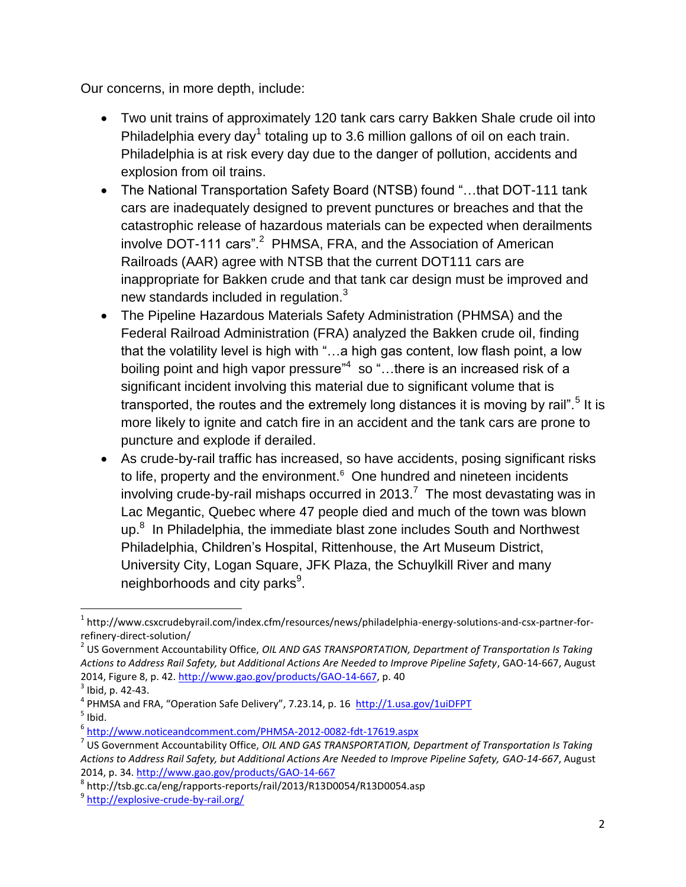Our concerns, in more depth, include:

- Two unit trains of approximately 120 tank cars carry Bakken Shale crude oil into Philadelphia every day[1] totaling up to 3.6 million gallons of oil on each train. Philadelphia is at risk every day due to the danger of pollution, accidents and explosion from oil trains.
- The National Transportation Safety Board (NTSB) found "…that DOT-111 tank cars are inadequately designed to prevent punctures or breaches and that the catastrophic release of hazardous materials can be expected when derailments involve DOT-111 cars".[2] PHMSA, FRA, and the Association of American Railroads (AAR) agree with NTSB that the current DOT111 cars are inappropriate for Bakken crude and that tank car design must be improved and new standards included in regulation.[3]
- The Pipeline Hazardous Materials Safety Administration (PHMSA) and the Federal Railroad Administration (FRA) analyzed the Bakken crude oil, finding that the volatility level is high with "…a high gas content, low flash point, a low boiling point and high vapor pressure"[4] so "…there is an increased risk of a significant incident involving this material due to significant volume that is transported, the routes and the extremely long distances it is moving by rail".[5] It is more likely to ignite and catch fire in an accident and the tank cars are prone to puncture and explode if derailed.
- As crude-by-rail traffic has increased, so have accidents, posing significant risks to life, property and the environment.[6] One hundred and nineteen incidents involving crude-by-rail mishaps occurred in 2013.[7] The most devastating was in Lac Megantic, Quebec where 47 people died and much of the town was blown up.[8] In Philadelphia, the immediate blast zone includes South and Northwest Philadelphia, Children's Hospital, Rittenhouse, the Art Museum District, University City, Logan Square, JFK Plaza, the Schuylkill River and many neighborhoods and city parks[9].

---

[1] http://www.csxcrudebyrail.com/index.cfm/resources/news/philadelphia-energy-solutions-and-csx-partner-for-refinery-direct-solution/

[2] US Government Accountability Office, *OIL AND GAS TRANSPORTATION, Department of Transportation Is Taking Actions to Address Rail Safety, but Additional Actions Are Needed to Improve Pipeline Safety*, GAO-14-667, August 2014, Figure 8, p. 42. http://www.gao.gov/products/GAO-14-667, p. 40

[3] Ibid, p. 42-43.

[4] PHMSA and FRA, "Operation Safe Delivery", 7.23.14, p. 16 http://1.usa.gov/1uiDFPT

[5] Ibid.

[6] http://www.noticeandcomment.com/PHMSA-2012-0082-fdt-17619.aspx

[7] US Government Accountability Office, *OIL AND GAS TRANSPORTATION, Department of Transportation Is Taking Actions to Address Rail Safety, but Additional Actions Are Needed to Improve Pipeline Safety, GAO-14-667*, August 2014, p. 34. http://www.gao.gov/products/GAO-14-667

[8] http://tsb.gc.ca/eng/rapports-reports/rail/2013/R13D0054/R13D0054.asp

[9] http://explosive-crude-by-rail.org/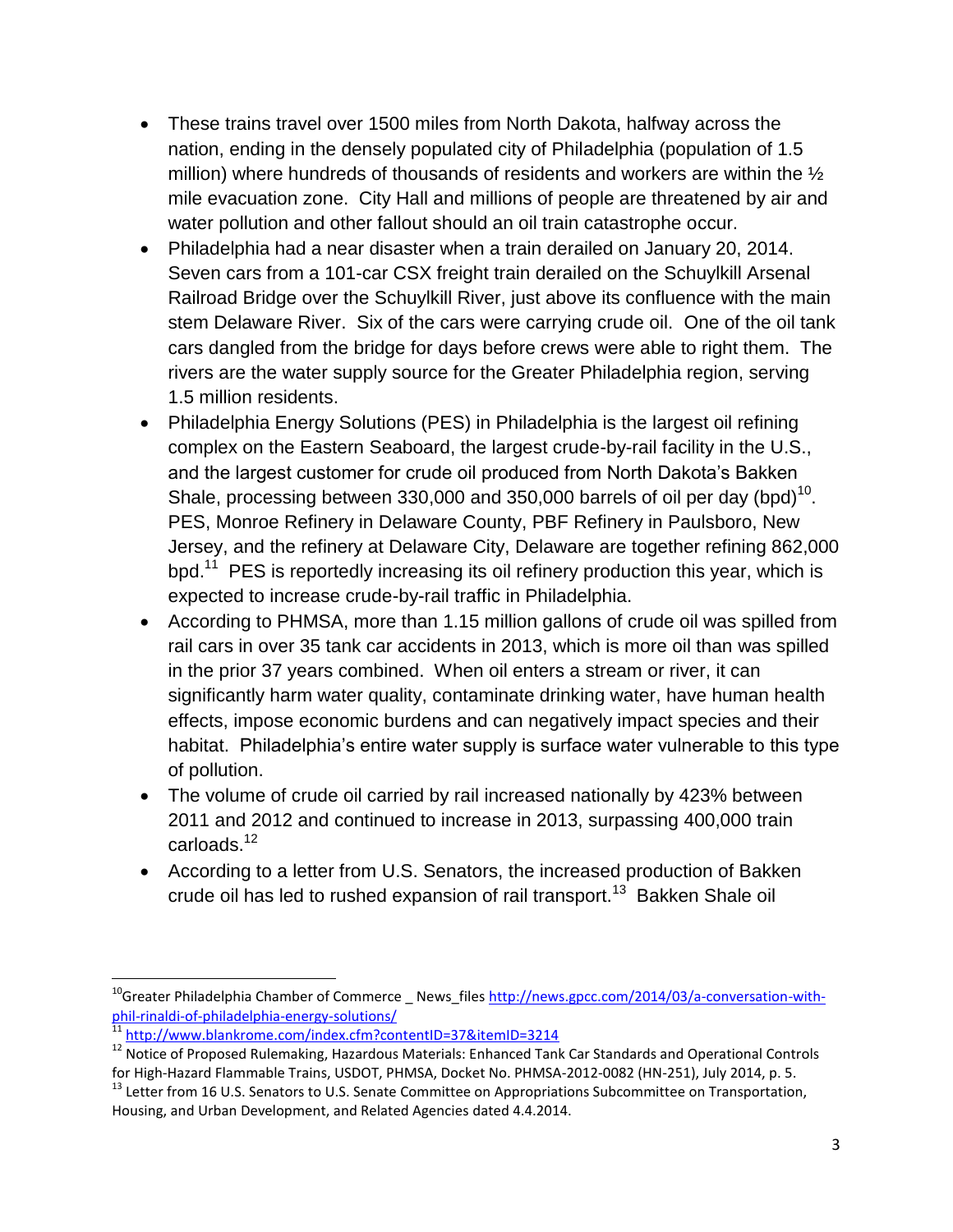- These trains travel over 1500 miles from North Dakota, halfway across the nation, ending in the densely populated city of Philadelphia (population of 1.5 million) where hundreds of thousands of residents and workers are within the ½ mile evacuation zone. City Hall and millions of people are threatened by air and water pollution and other fallout should an oil train catastrophe occur.
- Philadelphia had a near disaster when a train derailed on January 20, 2014. Seven cars from a 101-car CSX freight train derailed on the Schuylkill Arsenal Railroad Bridge over the Schuylkill River, just above its confluence with the main stem Delaware River. Six of the cars were carrying crude oil. One of the oil tank cars dangled from the bridge for days before crews were able to right them. The rivers are the water supply source for the Greater Philadelphia region, serving 1.5 million residents.
- Philadelphia Energy Solutions (PES) in Philadelphia is the largest oil refining complex on the Eastern Seaboard, the largest crude-by-rail facility in the U.S., and the largest customer for crude oil produced from North Dakota's Bakken Shale, processing between 330,000 and 350,000 barrels of oil per day (bpd)[10]. PES, Monroe Refinery in Delaware County, PBF Refinery in Paulsboro, New Jersey, and the refinery at Delaware City, Delaware are together refining 862,000 bpd.[11] PES is reportedly increasing its oil refinery production this year, which is expected to increase crude-by-rail traffic in Philadelphia.
- According to PHMSA, more than 1.15 million gallons of crude oil was spilled from rail cars in over 35 tank car accidents in 2013, which is more oil than was spilled in the prior 37 years combined. When oil enters a stream or river, it can significantly harm water quality, contaminate drinking water, have human health effects, impose economic burdens and can negatively impact species and their habitat. Philadelphia's entire water supply is surface water vulnerable to this type of pollution.
- The volume of crude oil carried by rail increased nationally by 423% between 2011 and 2012 and continued to increase in 2013, surpassing 400,000 train carloads.[12]
- According to a letter from U.S. Senators, the increased production of Bakken crude oil has led to rushed expansion of rail transport.[13] Bakken Shale oil

---

[10] Greater Philadelphia Chamber of Commerce _ News_files http://news.gpcc.com/2014/03/a-conversation-with-phil-rinaldi-of-philadelphia-energy-solutions/

[11] http://www.blankrome.com/index.cfm?contentID=37&itemID=3214

[12] Notice of Proposed Rulemaking, Hazardous Materials: Enhanced Tank Car Standards and Operational Controls for High-Hazard Flammable Trains, USDOT, PHMSA, Docket No. PHMSA-2012-0082 (HN-251), July 2014, p. 5.

[13] Letter from 16 U.S. Senators to U.S. Senate Committee on Appropriations Subcommittee on Transportation, Housing, and Urban Development, and Related Agencies dated 4.4.2014.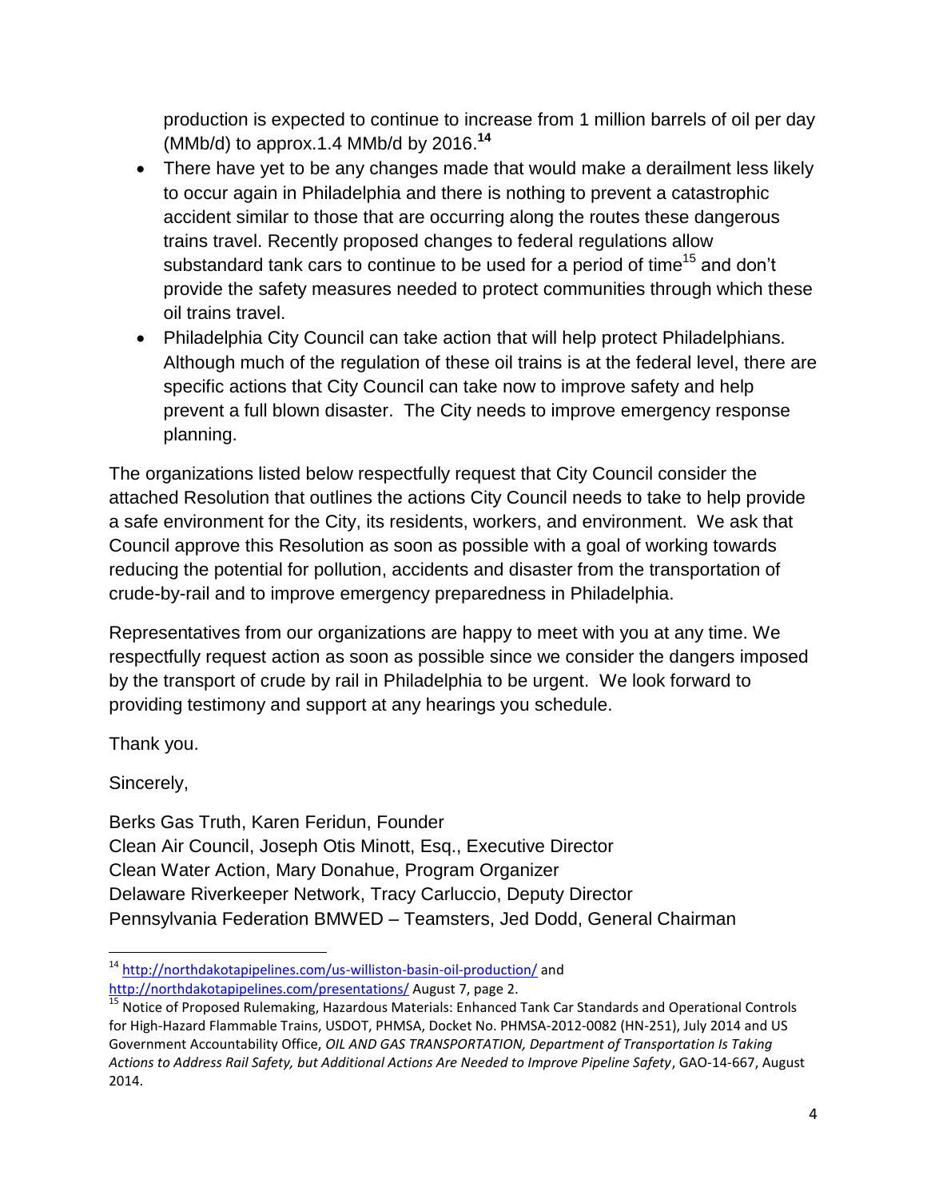production is expected to continue to increase from 1 million barrels of oil per day (MMb/d) to approx.1.4 MMb/d by 2016.[14]

- There have yet to be any changes made that would make a derailment less likely to occur again in Philadelphia and there is nothing to prevent a catastrophic accident similar to those that are occurring along the routes these dangerous trains travel. Recently proposed changes to federal regulations allow substandard tank cars to continue to be used for a period of time[15] and don't provide the safety measures needed to protect communities through which these oil trains travel.
- Philadelphia City Council can take action that will help protect Philadelphians. Although much of the regulation of these oil trains is at the federal level, there are specific actions that City Council can take now to improve safety and help prevent a full blown disaster. The City needs to improve emergency response planning.

The organizations listed below respectfully request that City Council consider the attached Resolution that outlines the actions City Council needs to take to help provide a safe environment for the City, its residents, workers, and environment. We ask that Council approve this Resolution as soon as possible with a goal of working towards reducing the potential for pollution, accidents and disaster from the transportation of crude-by-rail and to improve emergency preparedness in Philadelphia.

Representatives from our organizations are happy to meet with you at any time. We respectfully request action as soon as possible since we consider the dangers imposed by the transport of crude by rail in Philadelphia to be urgent. We look forward to providing testimony and support at any hearings you schedule.

Thank you.

Sincerely,

Berks Gas Truth, Karen Feridun, Founder
Clean Air Council, Joseph Otis Minott, Esq., Executive Director
Clean Water Action, Mary Donahue, Program Organizer
Delaware Riverkeeper Network, Tracy Carluccio, Deputy Director
Pennsylvania Federation BMWED – Teamsters, Jed Dodd, General Chairman

---

[14] http://northdakotapipelines.com/us-williston-basin-oil-production/ and http://northdakotapipelines.com/presentations/ August 7, page 2.

[15] Notice of Proposed Rulemaking, Hazardous Materials: Enhanced Tank Car Standards and Operational Controls for High-Hazard Flammable Trains, USDOT, PHMSA, Docket No. PHMSA-2012-0082 (HN-251), July 2014 and US Government Accountability Office, *OIL AND GAS TRANSPORTATION, Department of Transportation Is Taking Actions to Address Rail Safety, but Additional Actions Are Needed to Improve Pipeline Safety*, GAO-14-667, August 2014.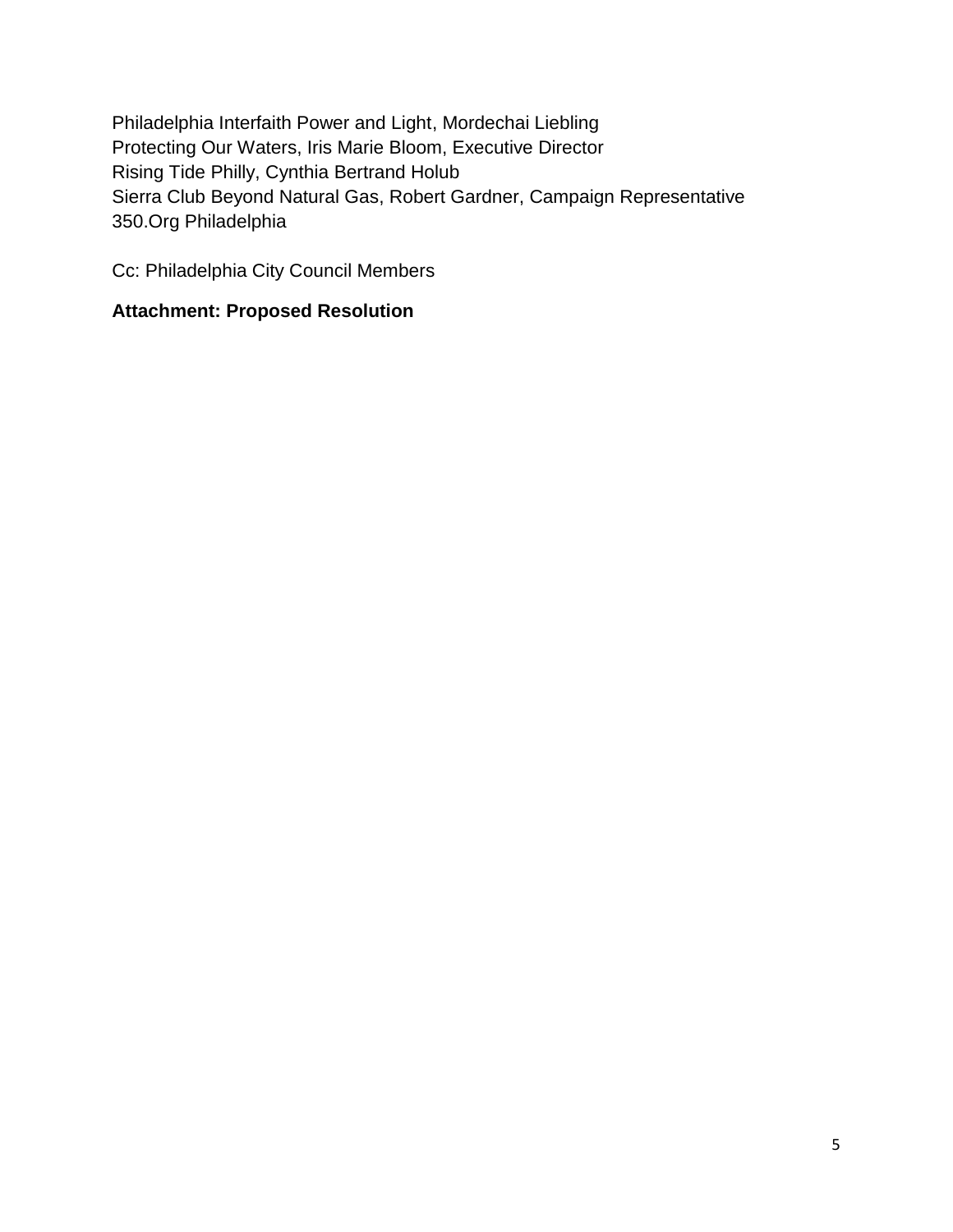Philadelphia Interfaith Power and Light, Mordechai Liebling
Protecting Our Waters, Iris Marie Bloom, Executive Director
Rising Tide Philly, Cynthia Bertrand Holub
Sierra Club Beyond Natural Gas, Robert Gardner, Campaign Representative
350.Org Philadelphia

Cc: Philadelphia City Council Members

**Attachment: Proposed Resolution**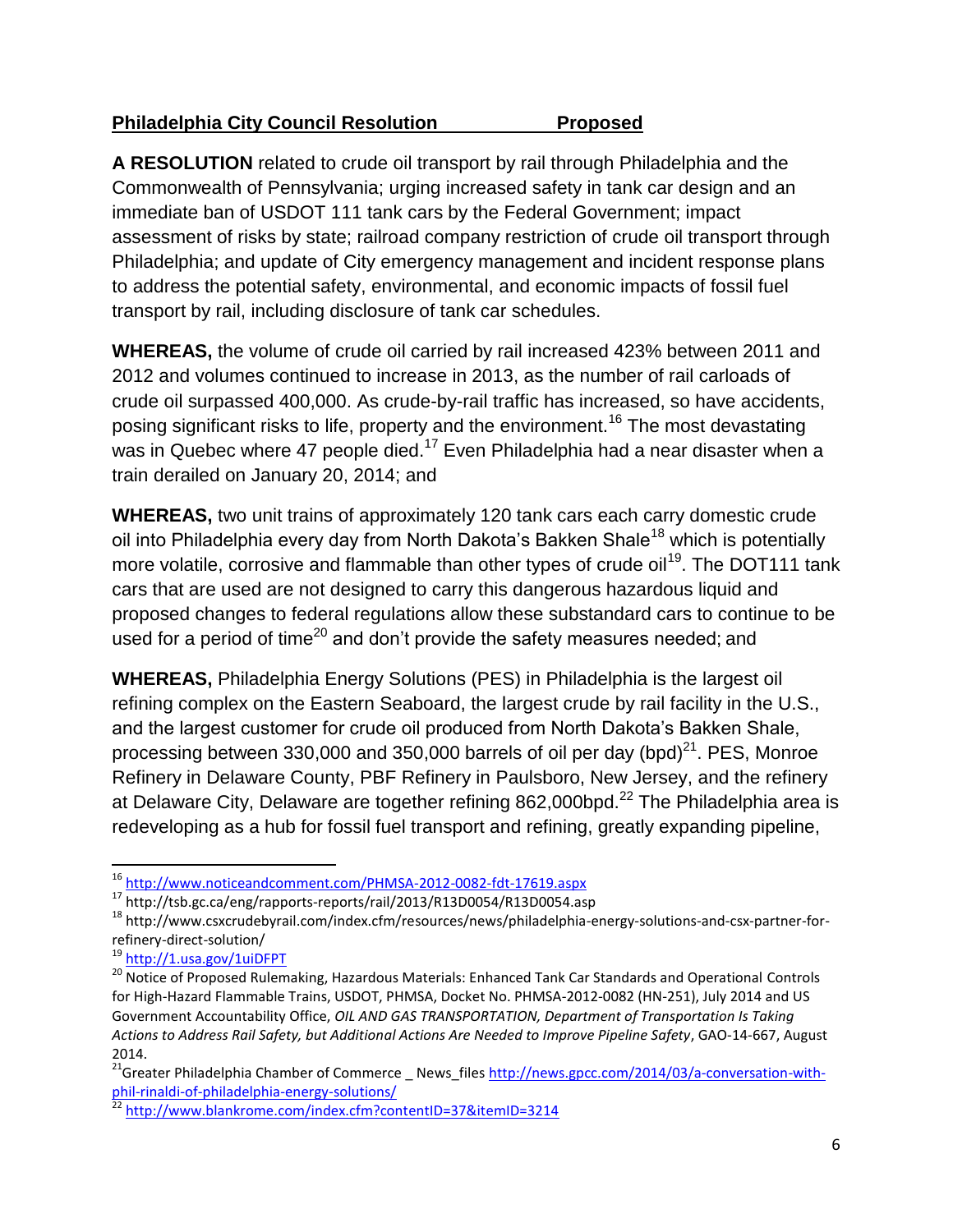**Philadelphia City Council Resolution Proposed**

**A RESOLUTION** related to crude oil transport by rail through Philadelphia and the Commonwealth of Pennsylvania; urging increased safety in tank car design and an immediate ban of USDOT 111 tank cars by the Federal Government; impact assessment of risks by state; railroad company restriction of crude oil transport through Philadelphia; and update of City emergency management and incident response plans to address the potential safety, environmental, and economic impacts of fossil fuel transport by rail, including disclosure of tank car schedules.

**WHEREAS,** the volume of crude oil carried by rail increased 423% between 2011 and 2012 and volumes continued to increase in 2013, as the number of rail carloads of crude oil surpassed 400,000. As crude-by-rail traffic has increased, so have accidents, posing significant risks to life, property and the environment.[16] The most devastating was in Quebec where 47 people died.[17] Even Philadelphia had a near disaster when a train derailed on January 20, 2014; and

**WHEREAS,** two unit trains of approximately 120 tank cars each carry domestic crude oil into Philadelphia every day from North Dakota's Bakken Shale[18] which is potentially more volatile, corrosive and flammable than other types of crude oil[19]. The DOT111 tank cars that are used are not designed to carry this dangerous hazardous liquid and proposed changes to federal regulations allow these substandard cars to continue to be used for a period of time[20] and don't provide the safety measures needed; and

**WHEREAS,** Philadelphia Energy Solutions (PES) in Philadelphia is the largest oil refining complex on the Eastern Seaboard, the largest crude by rail facility in the U.S., and the largest customer for crude oil produced from North Dakota's Bakken Shale, processing between 330,000 and 350,000 barrels of oil per day (bpd)[21]. PES, Monroe Refinery in Delaware County, PBF Refinery in Paulsboro, New Jersey, and the refinery at Delaware City, Delaware are together refining 862,000bpd.[22] The Philadelphia area is redeveloping as a hub for fossil fuel transport and refining, greatly expanding pipeline,

---

[16] http://www.noticeandcomment.com/PHMSA-2012-0082-fdt-17619.aspx

[17] http://tsb.gc.ca/eng/rapports-reports/rail/2013/R13D0054/R13D0054.asp

[18] http://www.csxcrudebyrail.com/index.cfm/resources/news/philadelphia-energy-solutions-and-csx-partner-for-refinery-direct-solution/

[19] http://1.usa.gov/1uiDFPT

[20] Notice of Proposed Rulemaking, Hazardous Materials: Enhanced Tank Car Standards and Operational Controls for High-Hazard Flammable Trains, USDOT, PHMSA, Docket No. PHMSA-2012-0082 (HN-251), July 2014 and US Government Accountability Office, *OIL AND GAS TRANSPORTATION, Department of Transportation Is Taking Actions to Address Rail Safety, but Additional Actions Are Needed to Improve Pipeline Safety*, GAO-14-667, August 2014.

[21] Greater Philadelphia Chamber of Commerce _ News_files http://news.gpcc.com/2014/03/a-conversation-with-phil-rinaldi-of-philadelphia-energy-solutions/

[22] http://www.blankrome.com/index.cfm?contentID=37&itemID=3214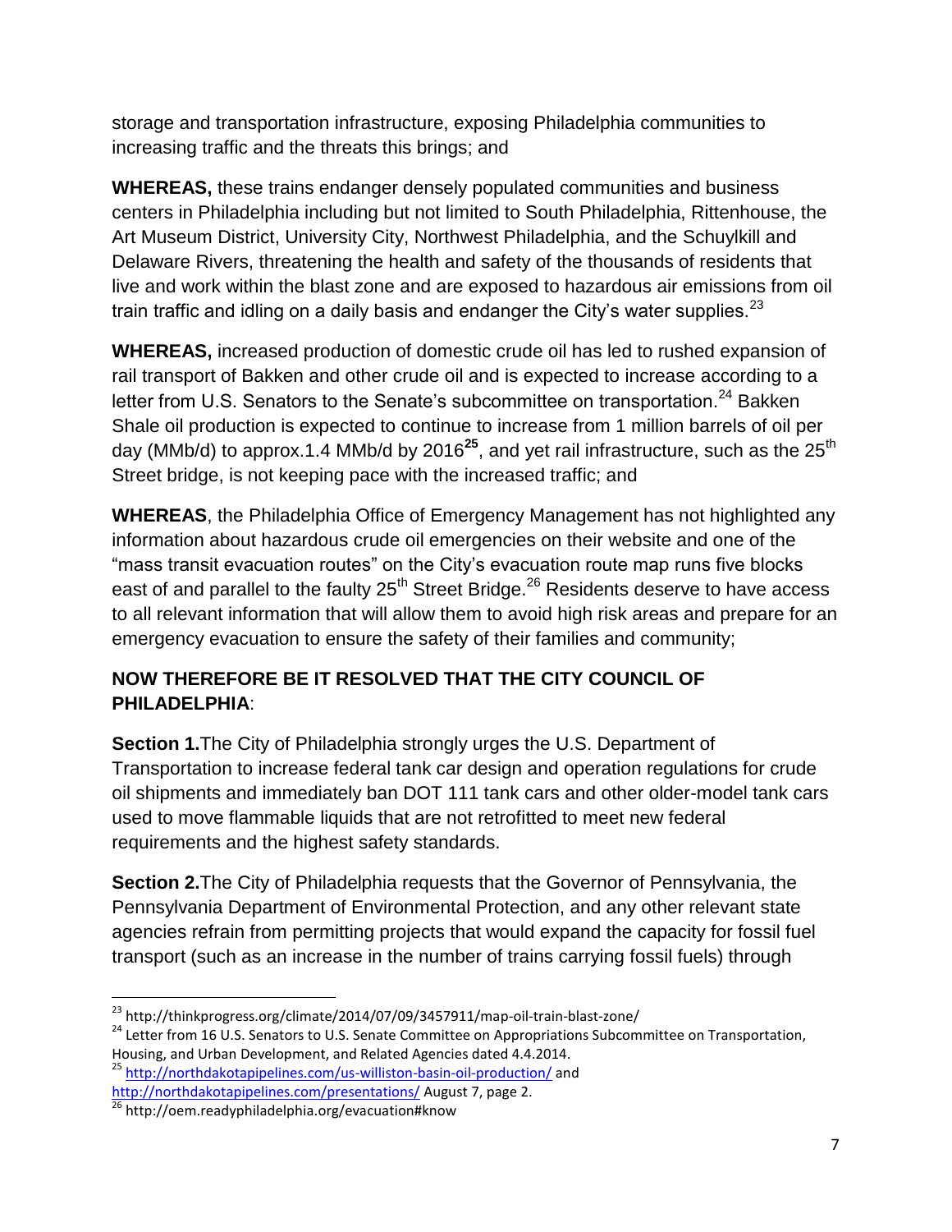storage and transportation infrastructure, exposing Philadelphia communities to increasing traffic and the threats this brings; and

**WHEREAS,** these trains endanger densely populated communities and business centers in Philadelphia including but not limited to South Philadelphia, Rittenhouse, the Art Museum District, University City, Northwest Philadelphia, and the Schuylkill and Delaware Rivers, threatening the health and safety of the thousands of residents that live and work within the blast zone and are exposed to hazardous air emissions from oil train traffic and idling on a daily basis and endanger the City's water supplies.[23]

**WHEREAS,** increased production of domestic crude oil has led to rushed expansion of rail transport of Bakken and other crude oil and is expected to increase according to a letter from U.S. Senators to the Senate's subcommittee on transportation.[24] Bakken Shale oil production is expected to continue to increase from 1 million barrels of oil per day (MMb/d) to approx.1.4 MMb/d by 2016[25], and yet rail infrastructure, such as the 25th Street bridge, is not keeping pace with the increased traffic; and

**WHEREAS**, the Philadelphia Office of Emergency Management has not highlighted any information about hazardous crude oil emergencies on their website and one of the "mass transit evacuation routes" on the City's evacuation route map runs five blocks east of and parallel to the faulty 25th Street Bridge.[26] Residents deserve to have access to all relevant information that will allow them to avoid high risk areas and prepare for an emergency evacuation to ensure the safety of their families and community;

**NOW THEREFORE BE IT RESOLVED THAT THE CITY COUNCIL OF PHILADELPHIA**:

**Section 1.**The City of Philadelphia strongly urges the U.S. Department of Transportation to increase federal tank car design and operation regulations for crude oil shipments and immediately ban DOT 111 tank cars and other older-model tank cars used to move flammable liquids that are not retrofitted to meet new federal requirements and the highest safety standards.

**Section 2.**The City of Philadelphia requests that the Governor of Pennsylvania, the Pennsylvania Department of Environmental Protection, and any other relevant state agencies refrain from permitting projects that would expand the capacity for fossil fuel transport (such as an increase in the number of trains carrying fossil fuels) through

---

[23] http://thinkprogress.org/climate/2014/07/09/3457911/map-oil-train-blast-zone/

[24] Letter from 16 U.S. Senators to U.S. Senate Committee on Appropriations Subcommittee on Transportation, Housing, and Urban Development, and Related Agencies dated 4.4.2014.

[25] http://northdakotapipelines.com/us-williston-basin-oil-production/ and http://northdakotapipelines.com/presentations/ August 7, page 2.

[26] http://oem.readyphiladelphia.org/evacuation#know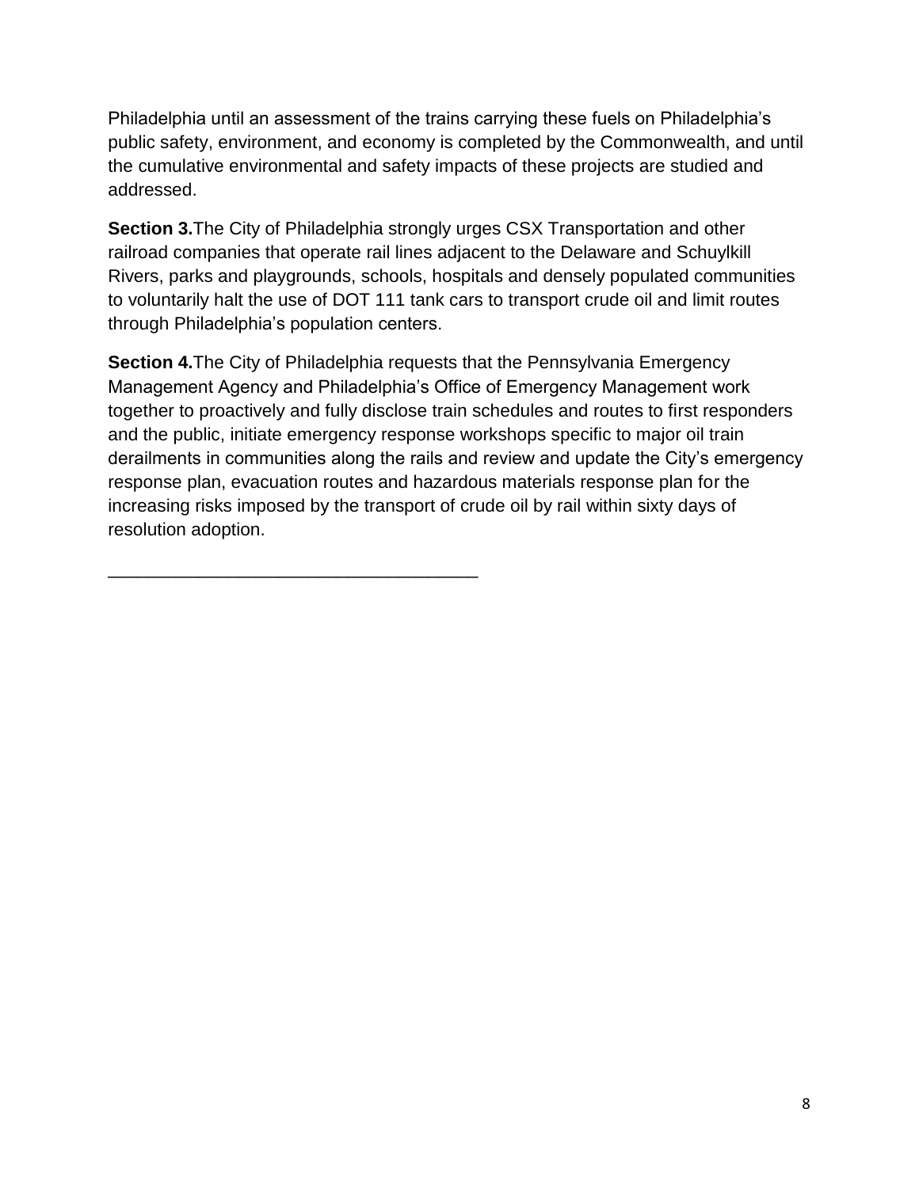Philadelphia until an assessment of the trains carrying these fuels on Philadelphia's public safety, environment, and economy is completed by the Commonwealth, and until the cumulative environmental and safety impacts of these projects are studied and addressed.

**Section 3.** The City of Philadelphia strongly urges CSX Transportation and other railroad companies that operate rail lines adjacent to the Delaware and Schuylkill Rivers, parks and playgrounds, schools, hospitals and densely populated communities to voluntarily halt the use of DOT 111 tank cars to transport crude oil and limit routes through Philadelphia's population centers.

**Section 4.** The City of Philadelphia requests that the Pennsylvania Emergency Management Agency and Philadelphia's Office of Emergency Management work together to proactively and fully disclose train schedules and routes to first responders and the public, initiate emergency response workshops specific to major oil train derailments in communities along the rails and review and update the City's emergency response plan, evacuation routes and hazardous materials response plan for the increasing risks imposed by the transport of crude oil by rail within sixty days of resolution adoption.

___________________________________